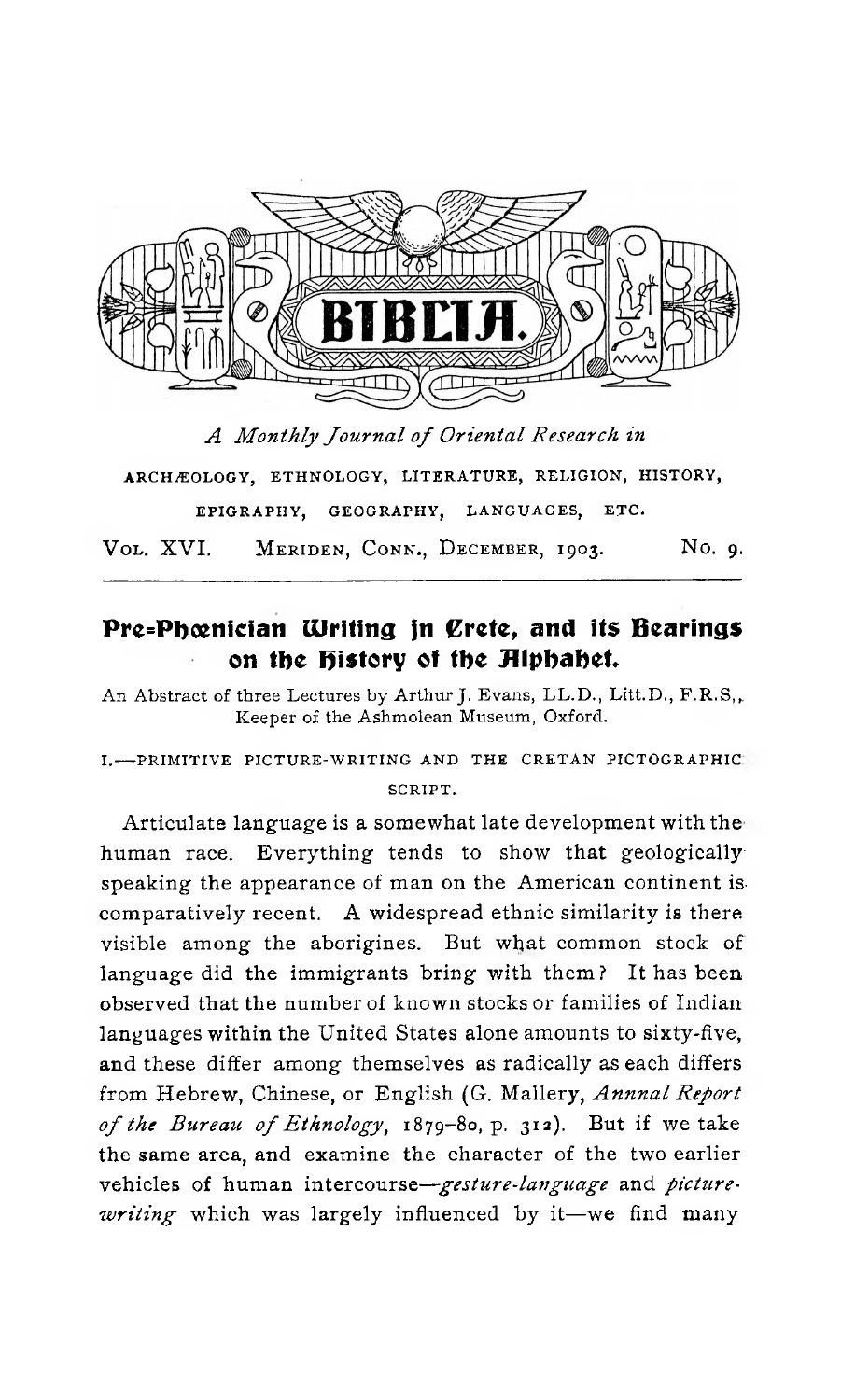# BIBLIA.

*A Monthly Journal of Oriental Research in*

ARCHÆOLOGY, ETHNOLOGY, LITERATURE, RELIGION, HISTORY, EPIGRAPHY, GEOGRAPHY, LANGUAGES, ETC.

VOL. XVI. MERIDEN, CONN., DECEMBER, 1903. No. 9.

## Pre-Phœnician Writing in Crete, and its Bearings on the History of the Alphabet.

An Abstract of three Lectures by Arthur J. Evans, LL.D., Litt.D., F.R.S., Keeper of the Ashmolean Museum, Oxford.

### I.—PRIMITIVE PICTURE-WRITING AND THE CRETAN PICTOGRAPHIC SCRIPT.

Articulate language is a somewhat late development with the human race. Everything tends to show that geologically speaking the appearance of man on the American continent is comparatively recent. A widespread ethnic similarity is there visible among the aborigines. But what common stock of language did the immigrants bring with them? It has been observed that the number of known stocks or families of Indian languages within the United States alone amounts to sixty-five, and these differ among themselves as radically as each differs from Hebrew, Chinese, or English (G. Mallery, *Annnal Report of the Bureau of Ethnology*, 1879–80, p. 312). But if we take the same area, and examine the character of the two earlier vehicles of human intercourse—*gesture-language* and *picture-writing* which was largely influenced by it—we find many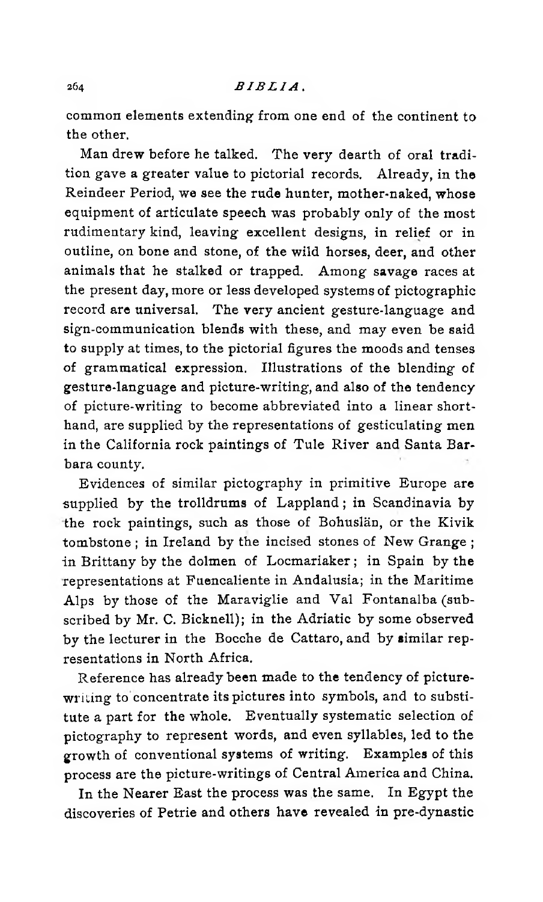common elements extending from one end of the continent to the other.

Man drew before he talked. The very dearth of oral tradition gave a greater value to pictorial records. Already, in the Reindeer Period, we see the rude hunter, mother-naked, whose equipment of articulate speech was probably only of the most rudimentary kind, leaving excellent designs, in relief or in outline, on bone and stone, of the wild horses, deer, and other animals that he stalked or trapped. Among savage races at the present day, more or less developed systems of pictographic record are universal. The very ancient gesture-language and sign-communication blends with these, and may even be said to supply at times, to the pictorial figures the moods and tenses of grammatical expression. Illustrations of the blending of gesture-language and picture-writing, and also of the tendency of picture-writing to become abbreviated into a linear shorthand, are supplied by the representations of gesticulating men in the California rock paintings of Tule River and Santa Barbara county.

Evidences of similar pictography in primitive Europe are supplied by the trolldrums of Lappland; in Scandinavia by the rock paintings, such as those of Bohuslän, or the Kivik tombstone; in Ireland by the incised stones of New Grange; in Brittany by the dolmen of Locmariaker; in Spain by the representations at Fuencaliente in Andalusia; in the Maritime Alps by those of the Maraviglie and Val Fontanalba (subscribed by Mr. C. Bicknell); in the Adriatic by some observed by the lecturer in the Bocche de Cattaro, and by similar representations in North Africa.

Reference has already been made to the tendency of picture-writing to concentrate its pictures into symbols, and to substitute a part for the whole. Eventually systematic selection of pictography to represent words, and even syllables, led to the growth of conventional systems of writing. Examples of this process are the picture-writings of Central America and China.

In the Nearer East the process was the same. In Egypt the discoveries of Petrie and others have revealed in pre-dynastic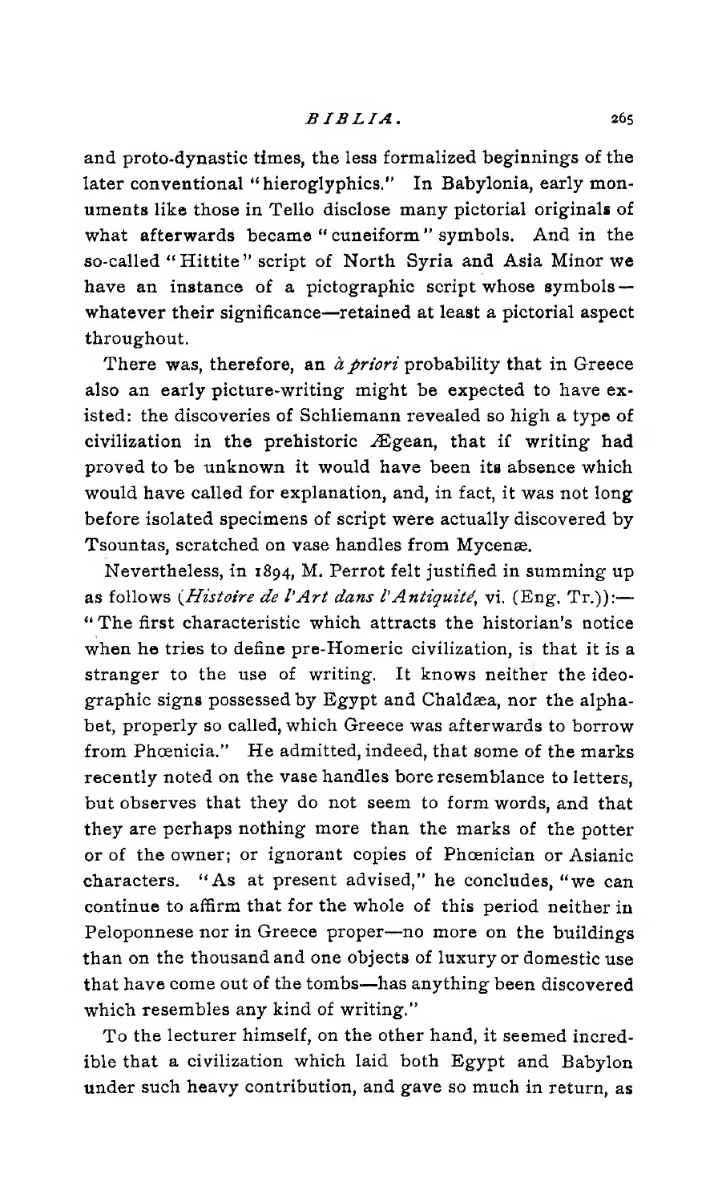and proto-dynastic times, the less formalized beginnings of the later conventional "hieroglyphics." In Babylonia, early monuments like those in Tello disclose many pictorial originals of what afterwards became "cuneiform" symbols. And in the so-called "Hittite" script of North Syria and Asia Minor we have an instance of a pictographic script whose symbols—whatever their significance—retained at least a pictorial aspect throughout.

There was, therefore, an *à priori* probability that in Greece also an early picture-writing might be expected to have existed: the discoveries of Schliemann revealed so high a type of civilization in the prehistoric Ægean, that if writing had proved to be unknown it would have been its absence which would have called for explanation, and, in fact, it was not long before isolated specimens of script were actually discovered by Tsountas, scratched on vase handles from Mycenæ.

Nevertheless, in 1894, M. Perrot felt justified in summing up as follows (*Histoire de l'Art dans l'Antiquité*, vi. (Eng. Tr.)):— "The first characteristic which attracts the historian's notice when he tries to define pre-Homeric civilization, is that it is a stranger to the use of writing. It knows neither the ideographic signs possessed by Egypt and Chaldæa, nor the alphabet, properly so called, which Greece was afterwards to borrow from Phœnicia." He admitted, indeed, that some of the marks recently noted on the vase handles bore resemblance to letters, but observes that they do not seem to form words, and that they are perhaps nothing more than the marks of the potter or of the owner; or ignorant copies of Phœnician or Asianic characters. "As at present advised," he concludes, "we can continue to affirm that for the whole of this period neither in Peloponnese nor in Greece proper—no more on the buildings than on the thousand and one objects of luxury or domestic use that have come out of the tombs—has anything been discovered which resembles any kind of writing."

To the lecturer himself, on the other hand, it seemed incredible that a civilization which laid both Egypt and Babylon under such heavy contribution, and gave so much in return, as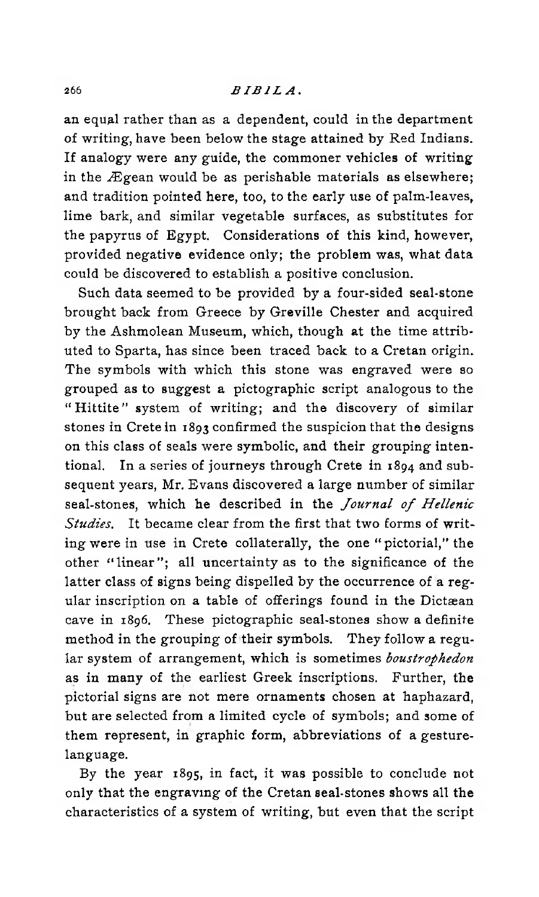an equal rather than as a dependent, could in the department of writing, have been below the stage attained by Red Indians. If analogy were any guide, the commoner vehicles of writing in the Ægean would be as perishable materials as elsewhere; and tradition pointed here, too, to the early use of palm-leaves, lime bark, and similar vegetable surfaces, as substitutes for the papyrus of Egypt. Considerations of this kind, however, provided negative evidence only; the problem was, what data could be discovered to establish a positive conclusion.

Such data seemed to be provided by a four-sided seal-stone brought back from Greece by Greville Chester and acquired by the Ashmolean Museum, which, though at the time attributed to Sparta, has since been traced back to a Cretan origin. The symbols with which this stone was engraved were so grouped as to suggest a pictographic script analogous to the "Hittite" system of writing; and the discovery of similar stones in Crete in 1893 confirmed the suspicion that the designs on this class of seals were symbolic, and their grouping intentional. In a series of journeys through Crete in 1894 and subsequent years, Mr. Evans discovered a large number of similar seal-stones, which he described in the *Journal of Hellenic Studies*. It became clear from the first that two forms of writing were in use in Crete collaterally, the one "pictorial," the other "linear"; all uncertainty as to the significance of the latter class of signs being dispelled by the occurrence of a regular inscription on a table of offerings found in the Dictæan cave in 1896. These pictographic seal-stones show a definite method in the grouping of their symbols. They follow a regular system of arrangement, which is sometimes *boustrophedon* as in many of the earliest Greek inscriptions. Further, the pictorial signs are not mere ornaments chosen at haphazard, but are selected from a limited cycle of symbols; and some of them represent, in graphic form, abbreviations of a gesture-language.

By the year 1895, in fact, it was possible to conclude not only that the engraving of the Cretan seal-stones shows all the characteristics of a system of writing, but even that the script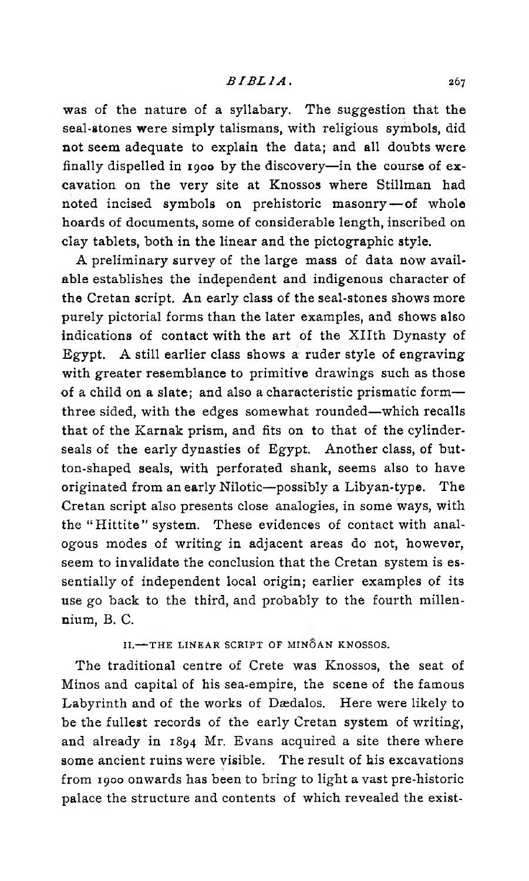was of the nature of a syllabary. The suggestion that the seal-stones were simply talismans, with religious symbols, did not seem adequate to explain the data; and all doubts were finally dispelled in 1900 by the discovery—in the course of excavation on the very site at Knossos where Stillman had noted incised symbols on prehistoric masonry—of whole hoards of documents, some of considerable length, inscribed on clay tablets, both in the linear and the pictographic style.

A preliminary survey of the large mass of data now available establishes the independent and indigenous character of the Cretan script. An early class of the seal-stones shows more purely pictorial forms than the later examples, and shows also indications of contact with the art of the XIIth Dynasty of Egypt. A still earlier class shows a ruder style of engraving with greater resemblance to primitive drawings such as those of a child on a slate; and also a characteristic prismatic form—three sided, with the edges somewhat rounded—which recalls that of the Karnak prism, and fits on to that of the cylinder-seals of the early dynasties of Egypt. Another class, of button-shaped seals, with perforated shank, seems also to have originated from an early Nilotic—possibly a Libyan-type. The Cretan script also presents close analogies, in some ways, with the "Hittite" system. These evidences of contact with analogous modes of writing in adjacent areas do not, however, seem to invalidate the conclusion that the Cretan system is essentially of independent local origin; earlier examples of its use go back to the third, and probably to the fourth millennium, B. C.

## II.—THE LINEAR SCRIPT OF MINÔAN KNOSSOS.

The traditional centre of Crete was Knossos, the seat of Minos and capital of his sea-empire, the scene of the famous Labyrinth and of the works of Dædalos. Here were likely to be the fullest records of the early Cretan system of writing, and already in 1894 Mr. Evans acquired a site there where some ancient ruins were visible. The result of his excavations from 1900 onwards has been to bring to light a vast pre-historic palace the structure and contents of which revealed the exist-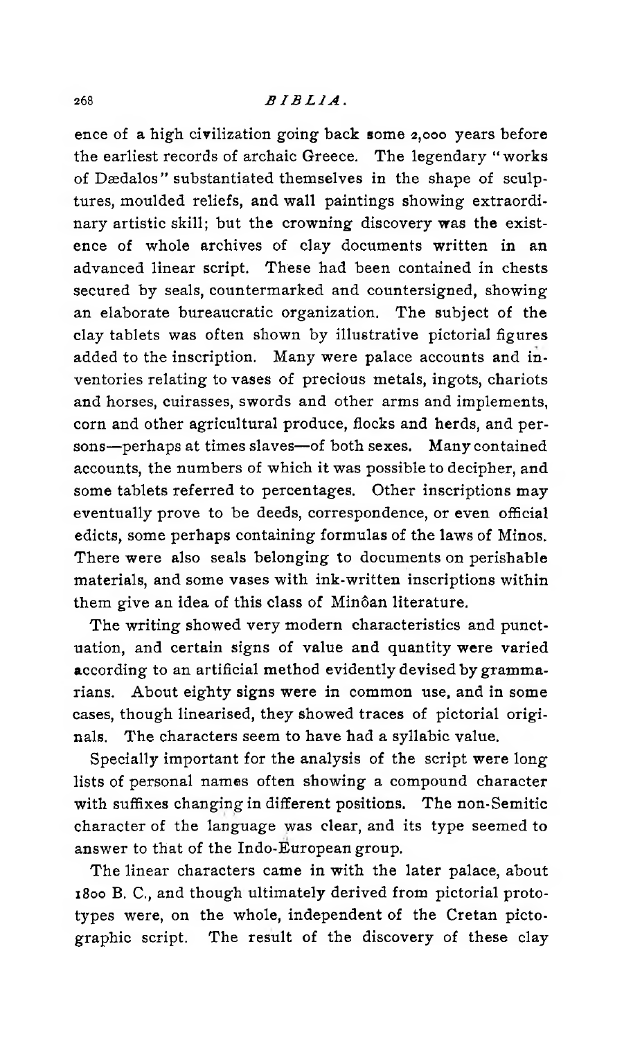ence of a high civilization going back some 2,000 years before the earliest records of archaic Greece. The legendary "works of Dædalos" substantiated themselves in the shape of sculptures, moulded reliefs, and wall paintings showing extraordinary artistic skill; but the crowning discovery was the existence of whole archives of clay documents written in an advanced linear script. These had been contained in chests secured by seals, countermarked and countersigned, showing an elaborate bureaucratic organization. The subject of the clay tablets was often shown by illustrative pictorial figures added to the inscription. Many were palace accounts and inventories relating to vases of precious metals, ingots, chariots and horses, cuirasses, swords and other arms and implements, corn and other agricultural produce, flocks and herds, and persons—perhaps at times slaves—of both sexes. Many contained accounts, the numbers of which it was possible to decipher, and some tablets referred to percentages. Other inscriptions may eventually prove to be deeds, correspondence, or even official edicts, some perhaps containing formulas of the laws of Minos. There were also seals belonging to documents on perishable materials, and some vases with ink-written inscriptions within them give an idea of this class of Minôan literature.

The writing showed very modern characteristics and punctuation, and certain signs of value and quantity were varied according to an artificial method evidently devised by grammarians. About eighty signs were in common use, and in some cases, though linearised, they showed traces of pictorial originals. The characters seem to have had a syllabic value.

Specially important for the analysis of the script were long lists of personal names often showing a compound character with suffixes changing in different positions. The non-Semitic character of the language was clear, and its type seemed to answer to that of the Indo-European group.

The linear characters came in with the later palace, about 1800 B. C., and though ultimately derived from pictorial prototypes were, on the whole, independent of the Cretan pictographic script. The result of the discovery of these clay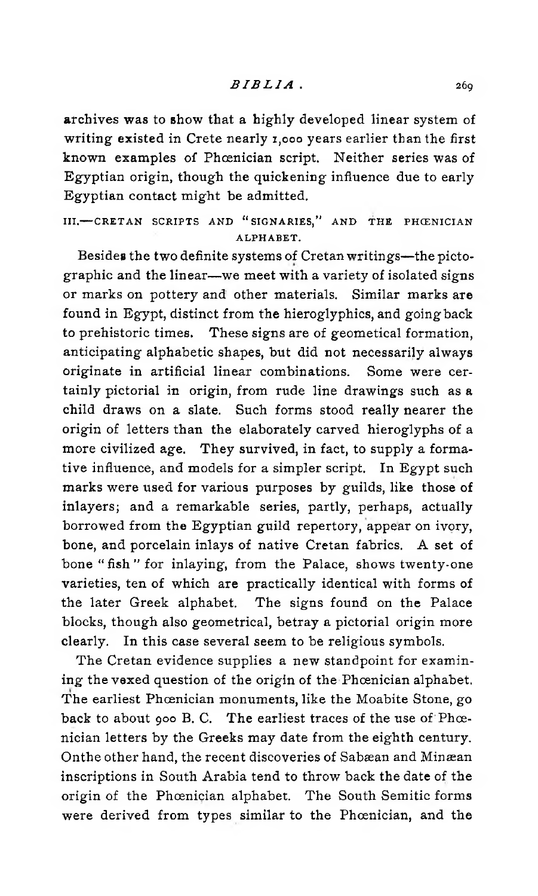archives was to show that a highly developed linear system of writing existed in Crete nearly 1,000 years earlier than the first known examples of Phœnician script. Neither series was of Egyptian origin, though the quickening influence due to early Egyptian contact might be admitted.

### III.—CRETAN SCRIPTS AND "SIGNARIES," AND THE PHŒNICIAN ALPHABET.

Besides the two definite systems of Cretan writings—the pictographic and the linear—we meet with a variety of isolated signs or marks on pottery and other materials. Similar marks are found in Egypt, distinct from the hieroglyphics, and going back to prehistoric times. These signs are of geometical formation, anticipating alphabetic shapes, but did not necessarily always originate in artificial linear combinations. Some were certainly pictorial in origin, from rude line drawings such as a child draws on a slate. Such forms stood really nearer the origin of letters than the elaborately carved hieroglyphs of a more civilized age. They survived, in fact, to supply a formative influence, and models for a simpler script. In Egypt such marks were used for various purposes by guilds, like those of inlayers; and a remarkable series, partly, perhaps, actually borrowed from the Egyptian guild repertory, appear on ivory, bone, and porcelain inlays of native Cretan fabrics. A set of bone "fish" for inlaying, from the Palace, shows twenty-one varieties, ten of which are practically identical with forms of the later Greek alphabet. The signs found on the Palace blocks, though also geometrical, betray a pictorial origin more clearly. In this case several seem to be religious symbols.

The Cretan evidence supplies a new standpoint for examining the vexed question of the origin of the Phœnician alphabet. The earliest Phœnician monuments, like the Moabite Stone, go back to about 900 B. C. The earliest traces of the use of Phœnician letters by the Greeks may date from the eighth century. Onthe other hand, the recent discoveries of Sabæan and Minæan inscriptions in South Arabia tend to throw back the date of the origin of the Phœnician alphabet. The South Semitic forms were derived from types similar to the Phœnician, and the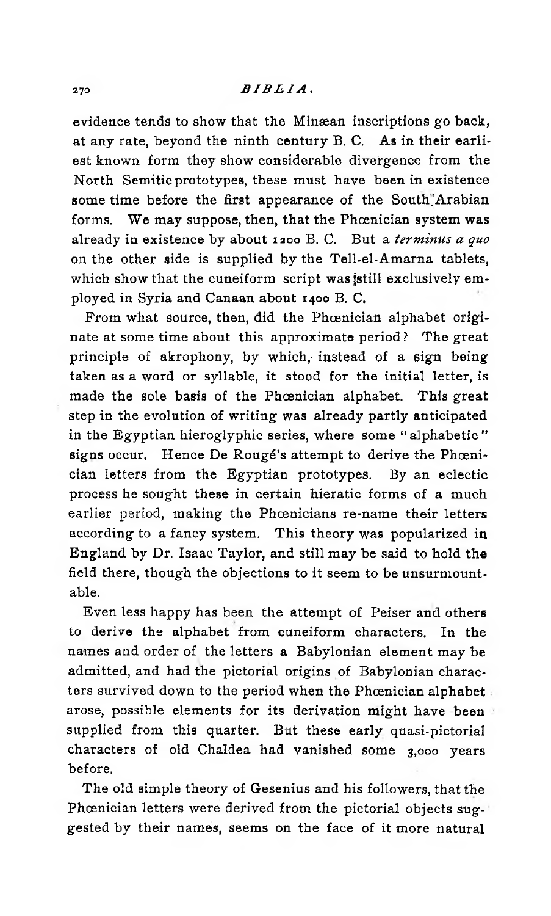evidence tends to show that the Minæan inscriptions go back, at any rate, beyond the ninth century B. C. As in their earliest known form they show considerable divergence from the North Semitic prototypes, these must have been in existence some time before the first appearance of the South Arabian forms. We may suppose, then, that the Phœnician system was already in existence by about 1200 B. C. But a *terminus a quo* on the other side is supplied by the Tell-el-Amarna tablets, which show that the cuneiform script was still exclusively employed in Syria and Canaan about 1400 B. C.

From what source, then, did the Phœnician alphabet originate at some time about this approximate period? The great principle of akrophony, by which, instead of a sign being taken as a word or syllable, it stood for the initial letter, is made the sole basis of the Phœnician alphabet. This great step in the evolution of writing was already partly anticipated in the Egyptian hieroglyphic series, where some "alphabetic" signs occur. Hence De Rougé's attempt to derive the Phœnician letters from the Egyptian prototypes. By an eclectic process he sought these in certain hieratic forms of a much earlier period, making the Phœnicians re-name their letters according to a fancy system. This theory was popularized in England by Dr. Isaac Taylor, and still may be said to hold the field there, though the objections to it seem to be unsurmountable.

Even less happy has been the attempt of Peiser and others to derive the alphabet from cuneiform characters. In the names and order of the letters a Babylonian element may be admitted, and had the pictorial origins of Babylonian characters survived down to the period when the Phœnician alphabet arose, possible elements for its derivation might have been supplied from this quarter. But these early quasi-pictorial characters of old Chaldea had vanished some 3,000 years before.

The old simple theory of Gesenius and his followers, that the Phœnician letters were derived from the pictorial objects suggested by their names, seems on the face of it more natural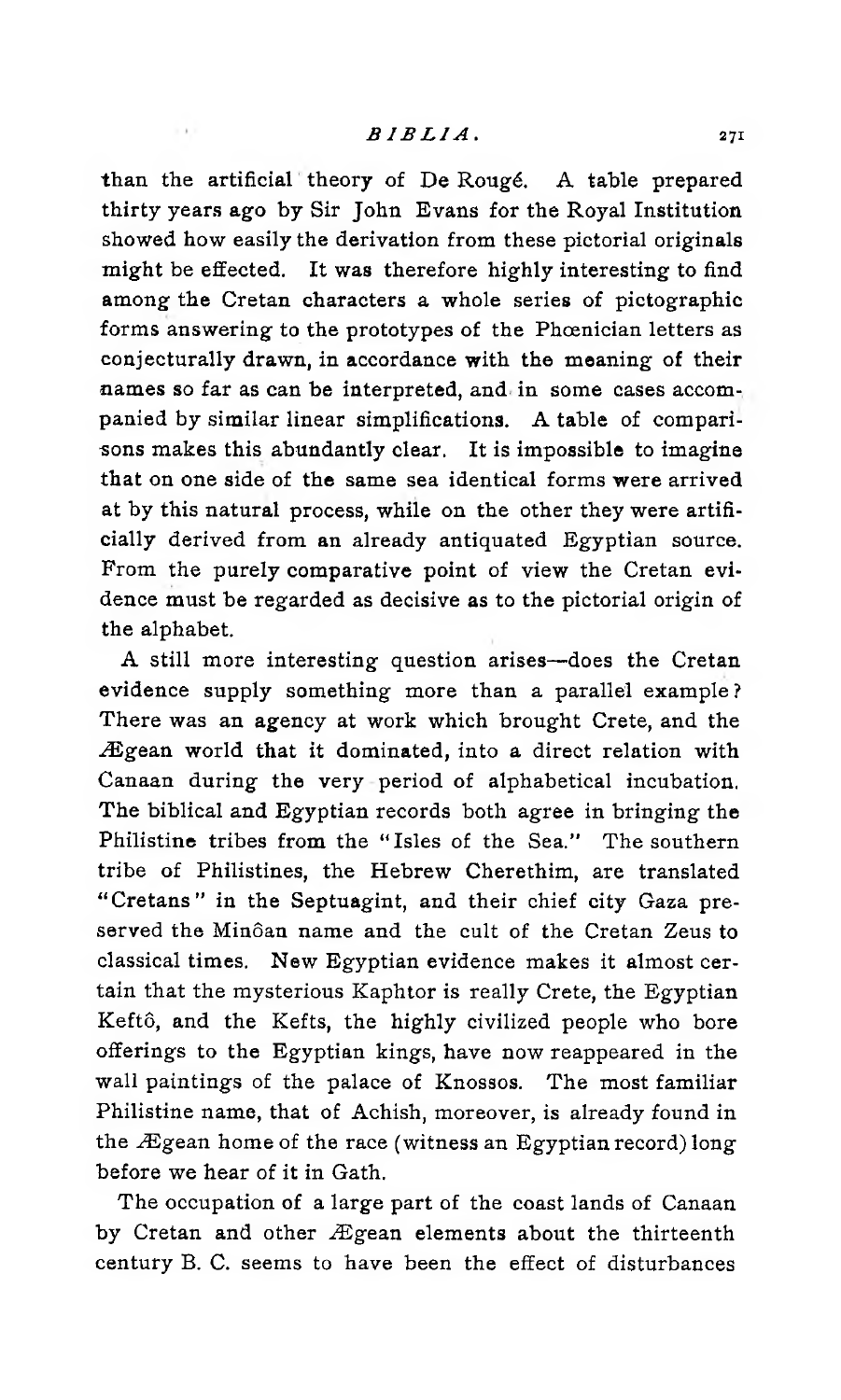than the artificial theory of De Rougé. A table prepared thirty years ago by Sir John Evans for the Royal Institution showed how easily the derivation from these pictorial originals might be effected. It was therefore highly interesting to find among the Cretan characters a whole series of pictographic forms answering to the prototypes of the Phœnician letters as conjecturally drawn, in accordance with the meaning of their names so far as can be interpreted, and in some cases accompanied by similar linear simplifications. A table of comparisons makes this abundantly clear. It is impossible to imagine that on one side of the same sea identical forms were arrived at by this natural process, while on the other they were artificially derived from an already antiquated Egyptian source. From the purely comparative point of view the Cretan evidence must be regarded as decisive as to the pictorial origin of the alphabet.

A still more interesting question arises—does the Cretan evidence supply something more than a parallel example? There was an agency at work which brought Crete, and the Ægean world that it dominated, into a direct relation with Canaan during the very period of alphabetical incubation. The biblical and Egyptian records both agree in bringing the Philistine tribes from the "Isles of the Sea." The southern tribe of Philistines, the Hebrew Cherethim, are translated "Cretans" in the Septuagint, and their chief city Gaza preserved the Minôan name and the cult of the Cretan Zeus to classical times. New Egyptian evidence makes it almost certain that the mysterious Kaphtor is really Crete, the Egyptian Keftô, and the Kefts, the highly civilized people who bore offerings to the Egyptian kings, have now reappeared in the wall paintings of the palace of Knossos. The most familiar Philistine name, that of Achish, moreover, is already found in the Ægean home of the race (witness an Egyptian record) long before we hear of it in Gath.

The occupation of a large part of the coast lands of Canaan by Cretan and other Ægean elements about the thirteenth century B. C. seems to have been the effect of disturbances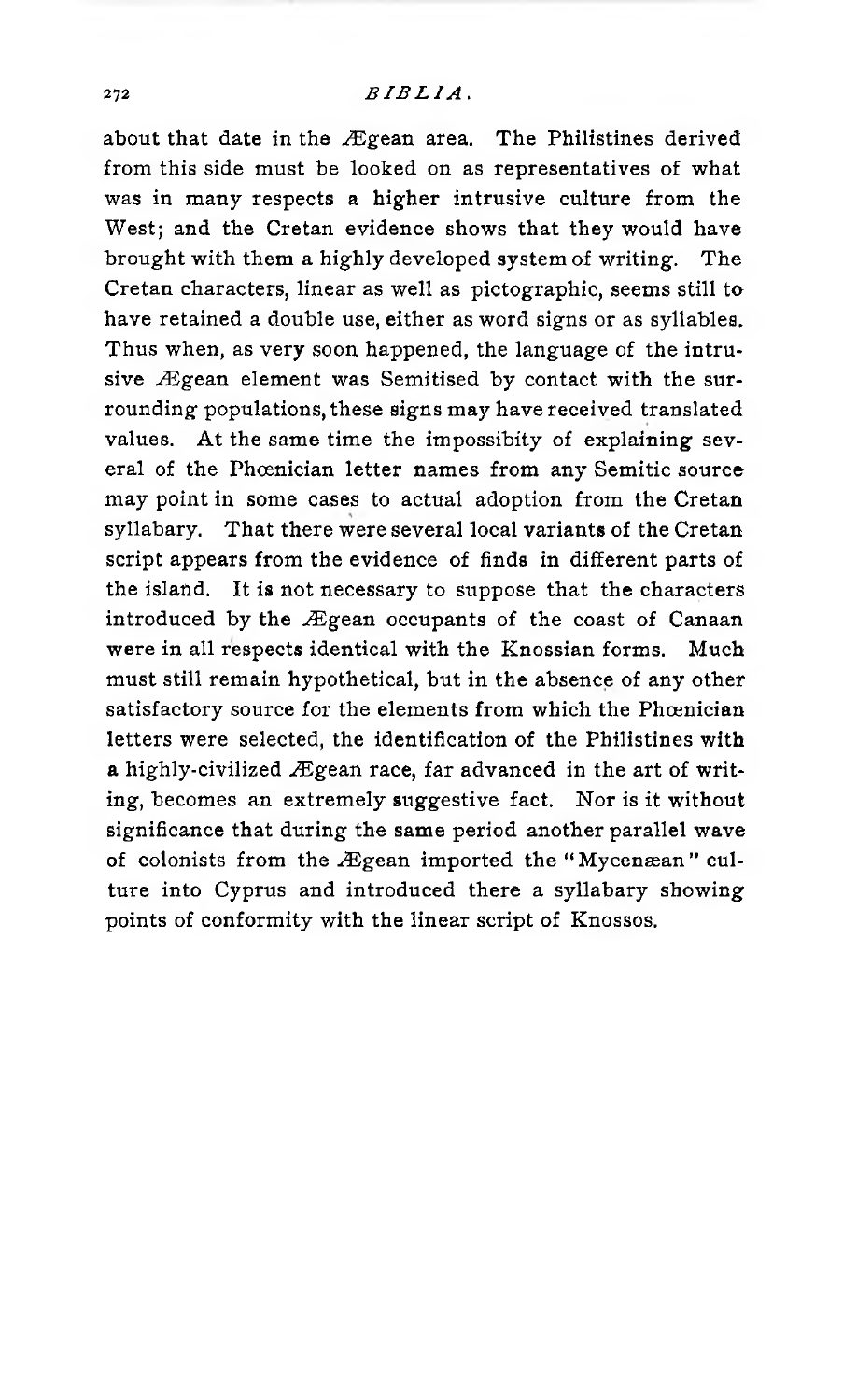about that date in the Ægean area. The Philistines derived from this side must be looked on as representatives of what was in many respects a higher intrusive culture from the West; and the Cretan evidence shows that they would have brought with them a highly developed system of writing. The Cretan characters, linear as well as pictographic, seems still to have retained a double use, either as word signs or as syllables. Thus when, as very soon happened, the language of the intrusive Ægean element was Semitised by contact with the surrounding populations, these signs may have received translated values. At the same time the impossibity of explaining several of the Phœnician letter names from any Semitic source may point in some cases to actual adoption from the Cretan syllabary. That there were several local variants of the Cretan script appears from the evidence of finds in different parts of the island. It is not necessary to suppose that the characters introduced by the Ægean occupants of the coast of Canaan were in all respects identical with the Knossian forms. Much must still remain hypothetical, but in the absence of any other satisfactory source for the elements from which the Phœnician letters were selected, the identification of the Philistines with a highly-civilized Ægean race, far advanced in the art of writing, becomes an extremely suggestive fact. Nor is it without significance that during the same period another parallel wave of colonists from the Ægean imported the "Mycenæan" culture into Cyprus and introduced there a syllabary showing points of conformity with the linear script of Knossos.